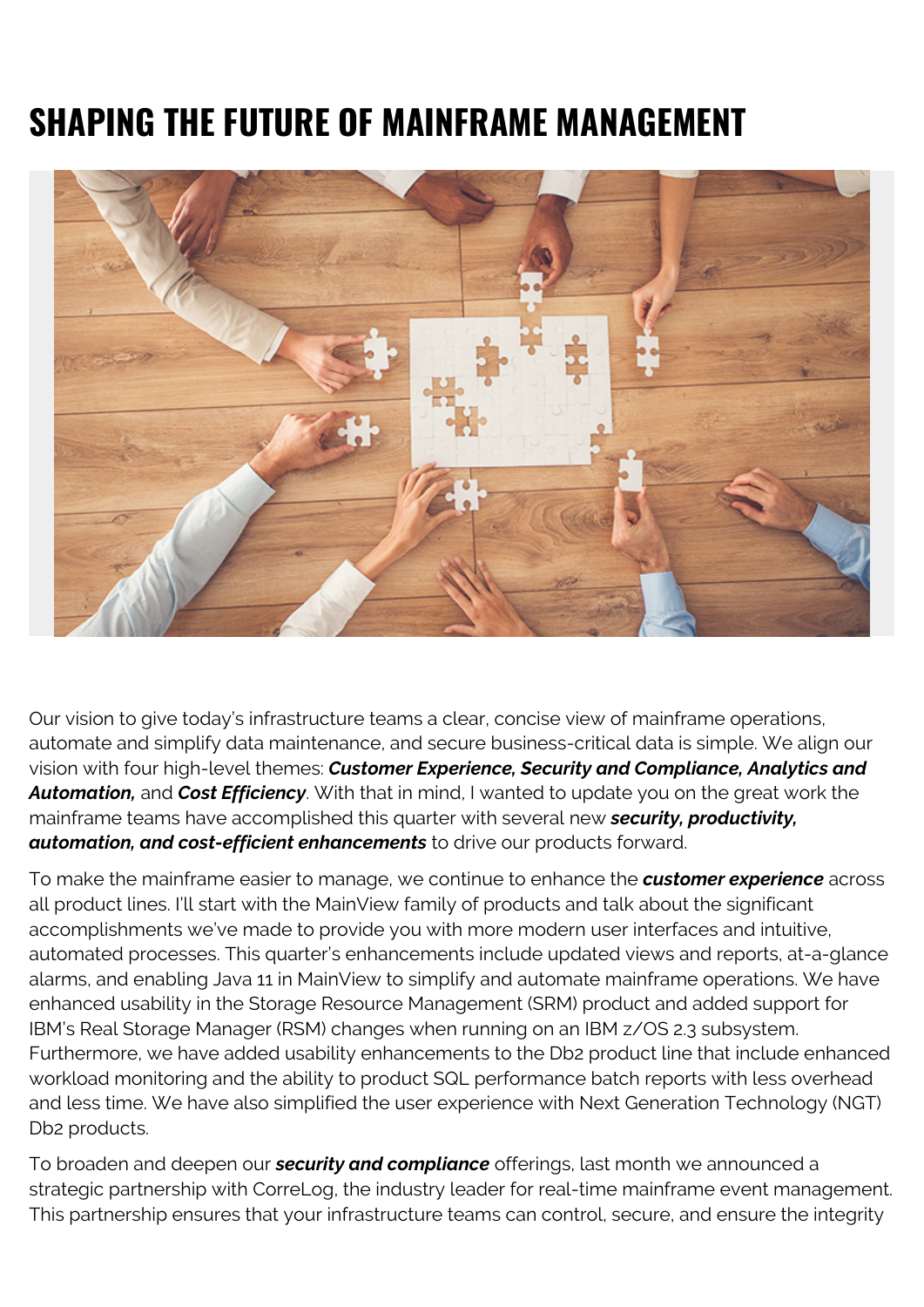# SHAPING THE FUTURE OF MAINFRAME MANAGEMENT

Our vision to give today's infrastructure teams a clear, concise view of mainframe operations, automate and simplify data maintenance, and secure business-critical data is simple. We align our vision with four high-level themes: ***Customer Experience, Security and Compliance, Analytics and Automation,*** and ***Cost Efficiency***. With that in mind, I wanted to update you on the great work the mainframe teams have accomplished this quarter with several new ***security, productivity, automation, and cost-efficient enhancements*** to drive our products forward.

To make the mainframe easier to manage, we continue to enhance the ***customer experience*** across all product lines. I'll start with the MainView family of products and talk about the significant accomplishments we've made to provide you with more modern user interfaces and intuitive, automated processes. This quarter's enhancements include updated views and reports, at-a-glance alarms, and enabling Java 11 in MainView to simplify and automate mainframe operations. We have enhanced usability in the Storage Resource Management (SRM) product and added support for IBM's Real Storage Manager (RSM) changes when running on an IBM z/OS 2.3 subsystem. Furthermore, we have added usability enhancements to the Db2 product line that include enhanced workload monitoring and the ability to product SQL performance batch reports with less overhead and less time. We have also simplified the user experience with Next Generation Technology (NGT) Db2 products.

To broaden and deepen our ***security and compliance*** offerings, last month we announced a strategic partnership with CorreLog, the industry leader for real-time mainframe event management. This partnership ensures that your infrastructure teams can control, secure, and ensure the integrity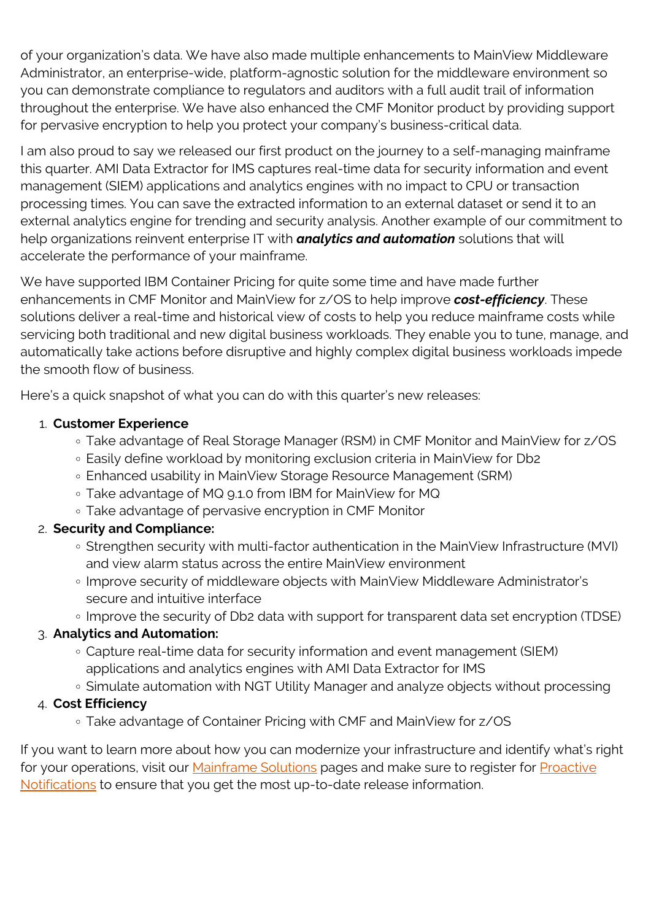of your organization's data. We have also made multiple enhancements to MainView Middleware Administrator, an enterprise-wide, platform-agnostic solution for the middleware environment so you can demonstrate compliance to regulators and auditors with a full audit trail of information throughout the enterprise. We have also enhanced the CMF Monitor product by providing support for pervasive encryption to help you protect your company's business-critical data.

I am also proud to say we released our first product on the journey to a self-managing mainframe this quarter. AMI Data Extractor for IMS captures real-time data for security information and event management (SIEM) applications and analytics engines with no impact to CPU or transaction processing times. You can save the extracted information to an external dataset or send it to an external analytics engine for trending and security analysis. Another example of our commitment to help organizations reinvent enterprise IT with ***analytics and automation*** solutions that will accelerate the performance of your mainframe.

We have supported IBM Container Pricing for quite some time and have made further enhancements in CMF Monitor and MainView for z/OS to help improve ***cost-efficiency***. These solutions deliver a real-time and historical view of costs to help you reduce mainframe costs while servicing both traditional and new digital business workloads. They enable you to tune, manage, and automatically take actions before disruptive and highly complex digital business workloads impede the smooth flow of business.

Here's a quick snapshot of what you can do with this quarter's new releases:

1. **Customer Experience**
   - Take advantage of Real Storage Manager (RSM) in CMF Monitor and MainView for z/OS
   - Easily define workload by monitoring exclusion criteria in MainView for Db2
   - Enhanced usability in MainView Storage Resource Management (SRM)
   - Take advantage of MQ 9.1.0 from IBM for MainView for MQ
   - Take advantage of pervasive encryption in CMF Monitor
2. **Security and Compliance:**
   - Strengthen security with multi-factor authentication in the MainView Infrastructure (MVI) and view alarm status across the entire MainView environment
   - Improve security of middleware objects with MainView Middleware Administrator's secure and intuitive interface
   - Improve the security of Db2 data with support for transparent data set encryption (TDSE)
3. **Analytics and Automation:**
   - Capture real-time data for security information and event management (SIEM) applications and analytics engines with AMI Data Extractor for IMS
   - Simulate automation with NGT Utility Manager and analyze objects without processing
4. **Cost Efficiency**
   - Take advantage of Container Pricing with CMF and MainView for z/OS

If you want to learn more about how you can modernize your infrastructure and identify what's right for your operations, visit our Mainframe Solutions pages and make sure to register for Proactive Notifications to ensure that you get the most up-to-date release information.